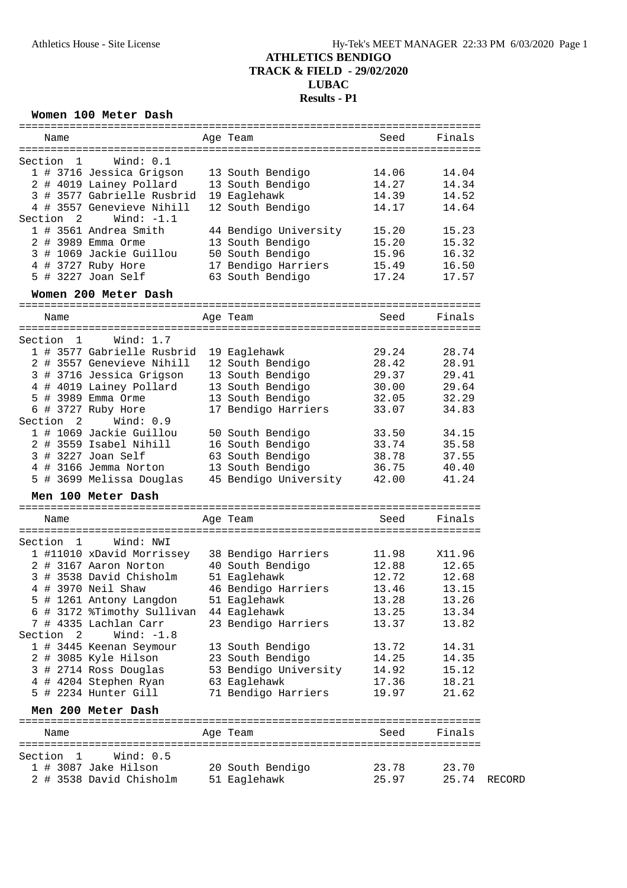# ATHLETICS BENDIGO
## TRACK & FIELD - 29/02/2020
## LUBAC
## Results - P1

### Women 100 Meter Dash

| Name | Age | Team | Seed | Finals | |
|---|---|---|---|---|---|
| **Section 1 Wind: 0.1** | | | | | |
| 1 # 3716 Jessica Grigson | 13 | South Bendigo | 14.06 | 14.04 | |
| 2 # 4019 Lainey Pollard | 13 | South Bendigo | 14.27 | 14.34 | |
| 3 # 3577 Gabrielle Rusbrid | 19 | Eaglehawk | 14.39 | 14.52 | |
| 4 # 3557 Genevieve Nihill | 12 | South Bendigo | 14.17 | 14.64 | |
| **Section 2 Wind: -1.1** | | | | | |
| 1 # 3561 Andrea Smith | 44 | Bendigo University | 15.20 | 15.23 | |
| 2 # 3989 Emma Orme | 13 | South Bendigo | 15.20 | 15.32 | |
| 3 # 1069 Jackie Guillou | 50 | South Bendigo | 15.96 | 16.32 | |
| 4 # 3727 Ruby Hore | 17 | Bendigo Harriers | 15.49 | 16.50 | |
| 5 # 3227 Joan Self | 63 | South Bendigo | 17.24 | 17.57 | |

### Women 200 Meter Dash

| Name | Age | Team | Seed | Finals | |
|---|---|---|---|---|---|
| **Section 1 Wind: 1.7** | | | | | |
| 1 # 3577 Gabrielle Rusbrid | 19 | Eaglehawk | 29.24 | 28.74 | |
| 2 # 3557 Genevieve Nihill | 12 | South Bendigo | 28.42 | 28.91 | |
| 3 # 3716 Jessica Grigson | 13 | South Bendigo | 29.37 | 29.41 | |
| 4 # 4019 Lainey Pollard | 13 | South Bendigo | 30.00 | 29.64 | |
| 5 # 3989 Emma Orme | 13 | South Bendigo | 32.05 | 32.29 | |
| 6 # 3727 Ruby Hore | 17 | Bendigo Harriers | 33.07 | 34.83 | |
| **Section 2 Wind: 0.9** | | | | | |
| 1 # 1069 Jackie Guillou | 50 | South Bendigo | 33.50 | 34.15 | |
| 2 # 3559 Isabel Nihill | 16 | South Bendigo | 33.74 | 35.58 | |
| 3 # 3227 Joan Self | 63 | South Bendigo | 38.78 | 37.55 | |
| 4 # 3166 Jemma Norton | 13 | South Bendigo | 36.75 | 40.40 | |
| 5 # 3699 Melissa Douglas | 45 | Bendigo University | 42.00 | 41.24 | |

### Men 100 Meter Dash

| Name | Age | Team | Seed | Finals | |
|---|---|---|---|---|---|
| **Section 1 Wind: NWI** | | | | | |
| 1 #11010 xDavid Morrissey | 38 | Bendigo Harriers | 11.98 | X11.96 | |
| 2 # 3167 Aaron Norton | 40 | South Bendigo | 12.88 | 12.65 | |
| 3 # 3538 David Chisholm | 51 | Eaglehawk | 12.72 | 12.68 | |
| 4 # 3970 Neil Shaw | 46 | Bendigo Harriers | 13.46 | 13.15 | |
| 5 # 1261 Antony Langdon | 51 | Eaglehawk | 13.28 | 13.26 | |
| 6 # 3172 %Timothy Sullivan | 44 | Eaglehawk | 13.25 | 13.34 | |
| 7 # 4335 Lachlan Carr | 23 | Bendigo Harriers | 13.37 | 13.82 | |
| **Section 2 Wind: -1.8** | | | | | |
| 1 # 3445 Keenan Seymour | 13 | South Bendigo | 13.72 | 14.31 | |
| 2 # 3085 Kyle Hilson | 23 | South Bendigo | 14.25 | 14.35 | |
| 3 # 2714 Ross Douglas | 53 | Bendigo University | 14.92 | 15.12 | |
| 4 # 4204 Stephen Ryan | 63 | Eaglehawk | 17.36 | 18.21 | |
| 5 # 2234 Hunter Gill | 71 | Bendigo Harriers | 19.97 | 21.62 | |

### Men 200 Meter Dash

| Name | Age | Team | Seed | Finals | |
|---|---|---|---|---|---|
| **Section 1 Wind: 0.5** | | | | | |
| 1 # 3087 Jake Hilson | 20 | South Bendigo | 23.78 | 23.70 | |
| 2 # 3538 David Chisholm | 51 | Eaglehawk | 25.97 | 25.74 | RECORD |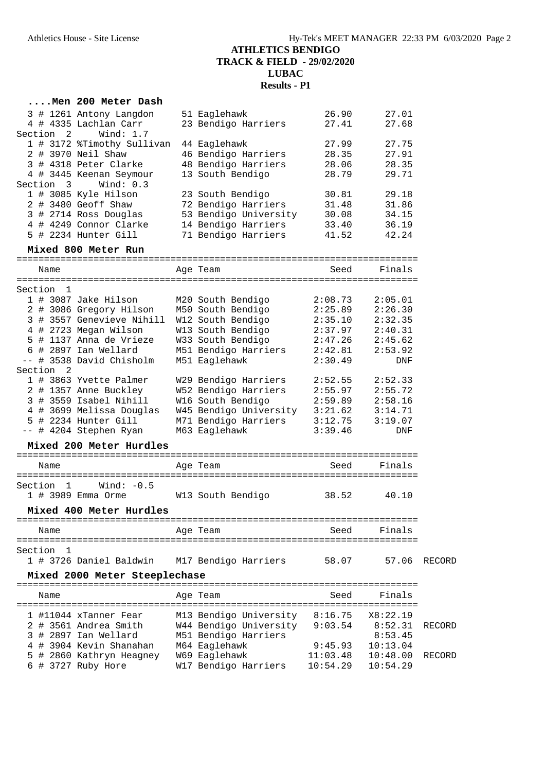# ATHLETICS BENDIGO
## TRACK & FIELD - 29/02/2020
## LUBAC
## Results - P1

### ....Men 200 Meter Dash

| | Name | Age | Team | Seed | Finals | |
|---|---|---|---|---|---|---|
| 3 | # 1261 Antony Langdon | 51 | Eaglehawk | 26.90 | 27.01 | |
| 4 | # 4335 Lachlan Carr | 23 | Bendigo Harriers | 27.41 | 27.68 | |
| **Section 2** | **Wind: 1.7** | | | | | |
| 1 | # 3172 %Timothy Sullivan | 44 | Eaglehawk | 27.99 | 27.75 | |
| 2 | # 3970 Neil Shaw | 46 | Bendigo Harriers | 28.35 | 27.91 | |
| 3 | # 4318 Peter Clarke | 48 | Bendigo Harriers | 28.06 | 28.35 | |
| 4 | # 3445 Keenan Seymour | 13 | South Bendigo | 28.79 | 29.71 | |
| **Section 3** | **Wind: 0.3** | | | | | |
| 1 | # 3085 Kyle Hilson | 23 | South Bendigo | 30.81 | 29.18 | |
| 2 | # 3480 Geoff Shaw | 72 | Bendigo Harriers | 31.48 | 31.86 | |
| 3 | # 2714 Ross Douglas | 53 | Bendigo University | 30.08 | 34.15 | |
| 4 | # 4249 Connor Clarke | 14 | Bendigo Harriers | 33.40 | 36.19 | |
| 5 | # 2234 Hunter Gill | 71 | Bendigo Harriers | 41.52 | 42.24 | |

### Mixed 800 Meter Run

| | Name | Age | Team | Seed | Finals |
|---|---|---|---|---|---|
| **Section 1** | | | | | |
| 1 | # 3087 Jake Hilson | M20 | South Bendigo | 2:08.73 | 2:05.01 |
| 2 | # 3086 Gregory Hilson | M50 | South Bendigo | 2:25.89 | 2:26.30 |
| 3 | # 3557 Genevieve Nihill | W12 | South Bendigo | 2:35.10 | 2:32.35 |
| 4 | # 2723 Megan Wilson | W13 | South Bendigo | 2:37.97 | 2:40.31 |
| 5 | # 1137 Anna de Vrieze | W33 | South Bendigo | 2:47.26 | 2:45.62 |
| 6 | # 2897 Ian Wellard | M51 | Bendigo Harriers | 2:42.81 | 2:53.92 |
| -- | # 3538 David Chisholm | M51 | Eaglehawk | 2:30.49 | DNF |
| **Section 2** | | | | | |
| 1 | # 3863 Yvette Palmer | W29 | Bendigo Harriers | 2:52.55 | 2:52.33 |
| 2 | # 1357 Anne Buckley | W52 | Bendigo Harriers | 2:55.97 | 2:55.72 |
| 3 | # 3559 Isabel Nihill | W16 | South Bendigo | 2:59.89 | 2:58.16 |
| 4 | # 3699 Melissa Douglas | W45 | Bendigo University | 3:21.62 | 3:14.71 |
| 5 | # 2234 Hunter Gill | M71 | Bendigo Harriers | 3:12.75 | 3:19.07 |
| -- | # 4204 Stephen Ryan | M63 | Eaglehawk | 3:39.46 | DNF |

### Mixed 200 Meter Hurdles

| | Name | Age | Team | Seed | Finals |
|---|---|---|---|---|---|
| **Section 1** | **Wind: -0.5** | | | | |
| 1 | # 3989 Emma Orme | W13 | South Bendigo | 38.52 | 40.10 |

### Mixed 400 Meter Hurdles

| | Name | Age | Team | Seed | Finals | |
|---|---|---|---|---|---|---|
| **Section 1** | | | | | | |
| 1 | # 3726 Daniel Baldwin | M17 | Bendigo Harriers | 58.07 | 57.06 | RECORD |

### Mixed 2000 Meter Steeplechase

| | Name | Age | Team | Seed | Finals | |
|---|---|---|---|---|---|---|
| 1 | #11044 xTanner Fear | M13 | Bendigo University | 8:16.75 | X8:22.19 | |
| 2 | # 3561 Andrea Smith | W44 | Bendigo University | 9:03.54 | 8:52.31 | RECORD |
| 3 | # 2897 Ian Wellard | M51 | Bendigo Harriers | | 8:53.45 | |
| 4 | # 3904 Kevin Shanahan | M64 | Eaglehawk | 9:45.93 | 10:13.04 | |
| 5 | # 2860 Kathryn Heagney | W69 | Eaglehawk | 11:03.48 | 10:48.00 | RECORD |
| 6 | # 3727 Ruby Hore | W17 | Bendigo Harriers | 10:54.29 | 10:54.29 | |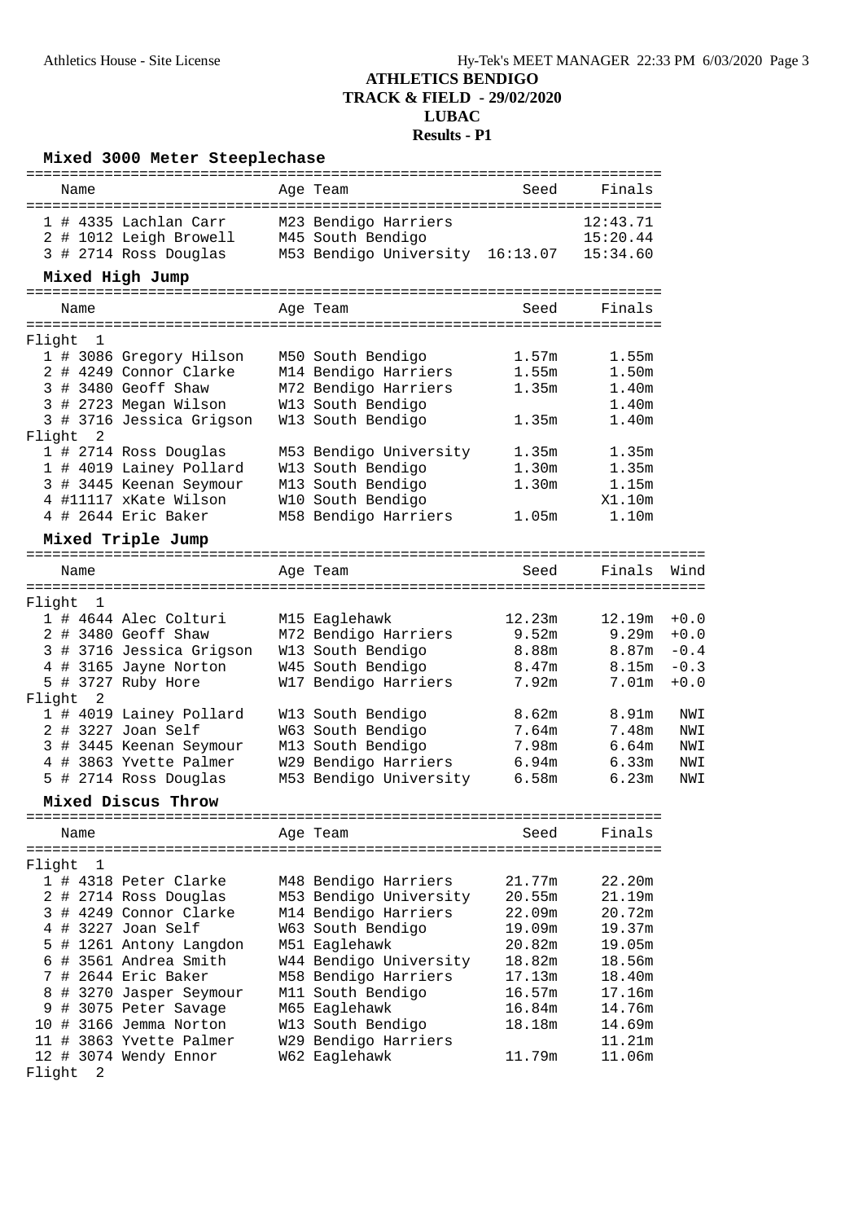# ATHLETICS BENDIGO
## TRACK & FIELD - 29/02/2020
## LUBAC
## Results - P1

### Mixed 3000 Meter Steeplechase

| | Name | Age | Team | Seed | Finals |
|---|---|---|---|---|---|
| 1 | # 4335 Lachlan Carr | M23 | Bendigo Harriers | | 12:43.71 |
| 2 | # 1012 Leigh Browell | M45 | South Bendigo | | 15:20.44 |
| 3 | # 2714 Ross Douglas | M53 | Bendigo University | 16:13.07 | 15:34.60 |

### Mixed High Jump

| | Name | Age | Team | Seed | Finals |
|---|---|---|---|---|---|
| **Flight 1** | | | | | |
| 1 | # 3086 Gregory Hilson | M50 | South Bendigo | 1.57m | 1.55m |
| 2 | # 4249 Connor Clarke | M14 | Bendigo Harriers | 1.55m | 1.50m |
| 3 | # 3480 Geoff Shaw | M72 | Bendigo Harriers | 1.35m | 1.40m |
| 3 | # 2723 Megan Wilson | W13 | South Bendigo | | 1.40m |
| 3 | # 3716 Jessica Grigson | W13 | South Bendigo | 1.35m | 1.40m |
| **Flight 2** | | | | | |
| 1 | # 2714 Ross Douglas | M53 | Bendigo University | 1.35m | 1.35m |
| 1 | # 4019 Lainey Pollard | W13 | South Bendigo | 1.30m | 1.35m |
| 3 | # 3445 Keenan Seymour | M13 | South Bendigo | 1.30m | 1.15m |
| 4 | #11117 xKate Wilson | W10 | South Bendigo | | X1.10m |
| 4 | # 2644 Eric Baker | M58 | Bendigo Harriers | 1.05m | 1.10m |

### Mixed Triple Jump

| | Name | Age | Team | Seed | Finals | Wind |
|---|---|---|---|---|---|---|
| **Flight 1** | | | | | | |
| 1 | # 4644 Alec Colturi | M15 | Eaglehawk | 12.23m | 12.19m | +0.0 |
| 2 | # 3480 Geoff Shaw | M72 | Bendigo Harriers | 9.52m | 9.29m | +0.0 |
| 3 | # 3716 Jessica Grigson | W13 | South Bendigo | 8.88m | 8.87m | -0.4 |
| 4 | # 3165 Jayne Norton | W45 | South Bendigo | 8.47m | 8.15m | -0.3 |
| 5 | # 3727 Ruby Hore | W17 | Bendigo Harriers | 7.92m | 7.01m | +0.0 |
| **Flight 2** | | | | | | |
| 1 | # 4019 Lainey Pollard | W13 | South Bendigo | 8.62m | 8.91m | NWI |
| 2 | # 3227 Joan Self | W63 | South Bendigo | 7.64m | 7.48m | NWI |
| 3 | # 3445 Keenan Seymour | M13 | South Bendigo | 7.98m | 6.64m | NWI |
| 4 | # 3863 Yvette Palmer | W29 | Bendigo Harriers | 6.94m | 6.33m | NWI |
| 5 | # 2714 Ross Douglas | M53 | Bendigo University | 6.58m | 6.23m | NWI |

### Mixed Discus Throw

| | Name | Age | Team | Seed | Finals |
|---|---|---|---|---|---|
| **Flight 1** | | | | | |
| 1 | # 4318 Peter Clarke | M48 | Bendigo Harriers | 21.77m | 22.20m |
| 2 | # 2714 Ross Douglas | M53 | Bendigo University | 20.55m | 21.19m |
| 3 | # 4249 Connor Clarke | M14 | Bendigo Harriers | 22.09m | 20.72m |
| 4 | # 3227 Joan Self | W63 | South Bendigo | 19.09m | 19.37m |
| 5 | # 1261 Antony Langdon | M51 | Eaglehawk | 20.82m | 19.05m |
| 6 | # 3561 Andrea Smith | W44 | Bendigo University | 18.82m | 18.56m |
| 7 | # 2644 Eric Baker | M58 | Bendigo Harriers | 17.13m | 18.40m |
| 8 | # 3270 Jasper Seymour | M11 | South Bendigo | 16.57m | 17.16m |
| 9 | # 3075 Peter Savage | M65 | Eaglehawk | 16.84m | 14.76m |
| 10 | # 3166 Jemma Norton | W13 | South Bendigo | 18.18m | 14.69m |
| 11 | # 3863 Yvette Palmer | W29 | Bendigo Harriers | | 11.21m |
| 12 | # 3074 Wendy Ennor | W62 | Eaglehawk | 11.79m | 11.06m |
| **Flight 2** | | | | | |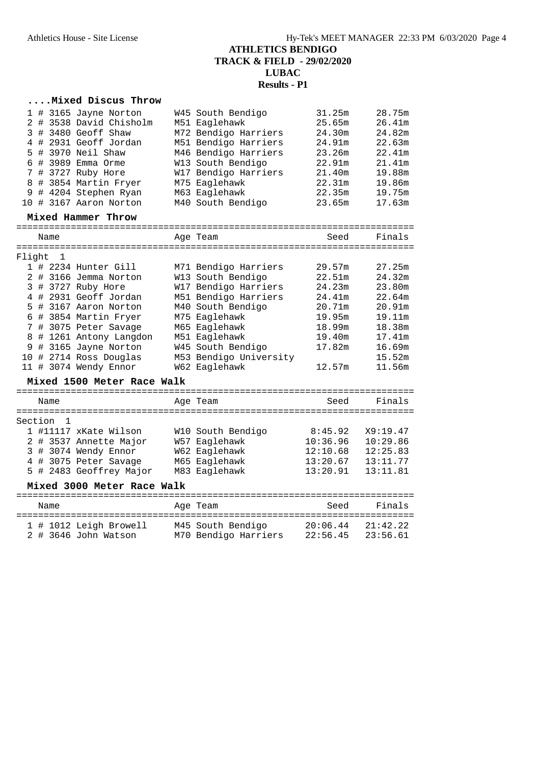# ATHLETICS BENDIGO
## TRACK & FIELD - 29/02/2020
## LUBAC
## Results - P1

### ....Mixed Discus Throw

| | Name | Age | Team | Seed | Finals |
|---|---|---|---|---|---|
| 1 | # 3165 Jayne Norton | W45 | South Bendigo | 31.25m | 28.75m |
| 2 | # 3538 David Chisholm | M51 | Eaglehawk | 25.65m | 26.41m |
| 3 | # 3480 Geoff Shaw | M72 | Bendigo Harriers | 24.30m | 24.82m |
| 4 | # 2931 Geoff Jordan | M51 | Bendigo Harriers | 24.91m | 22.63m |
| 5 | # 3970 Neil Shaw | M46 | Bendigo Harriers | 23.26m | 22.41m |
| 6 | # 3989 Emma Orme | W13 | South Bendigo | 22.91m | 21.41m |
| 7 | # 3727 Ruby Hore | W17 | Bendigo Harriers | 21.40m | 19.88m |
| 8 | # 3854 Martin Fryer | M75 | Eaglehawk | 22.31m | 19.86m |
| 9 | # 4204 Stephen Ryan | M63 | Eaglehawk | 22.35m | 19.75m |
| 10 | # 3167 Aaron Norton | M40 | South Bendigo | 23.65m | 17.63m |

### Mixed Hammer Throw

Flight 1

| | Name | Age | Team | Seed | Finals |
|---|---|---|---|---|---|
| 1 | # 2234 Hunter Gill | M71 | Bendigo Harriers | 29.57m | 27.25m |
| 2 | # 3166 Jemma Norton | W13 | South Bendigo | 22.51m | 24.32m |
| 3 | # 3727 Ruby Hore | W17 | Bendigo Harriers | 24.23m | 23.80m |
| 4 | # 2931 Geoff Jordan | M51 | Bendigo Harriers | 24.41m | 22.64m |
| 5 | # 3167 Aaron Norton | M40 | South Bendigo | 20.71m | 20.91m |
| 6 | # 3854 Martin Fryer | M75 | Eaglehawk | 19.95m | 19.11m |
| 7 | # 3075 Peter Savage | M65 | Eaglehawk | 18.99m | 18.38m |
| 8 | # 1261 Antony Langdon | M51 | Eaglehawk | 19.40m | 17.41m |
| 9 | # 3165 Jayne Norton | W45 | South Bendigo | 17.82m | 16.69m |
| 10 | # 2714 Ross Douglas | M53 | Bendigo University | | 15.52m |
| 11 | # 3074 Wendy Ennor | W62 | Eaglehawk | 12.57m | 11.56m |

### Mixed 1500 Meter Race Walk

Section 1

| | Name | Age | Team | Seed | Finals |
|---|---|---|---|---|---|
| 1 | #11117 xKate Wilson | W10 | South Bendigo | 8:45.92 | X9:19.47 |
| 2 | # 3537 Annette Major | W57 | Eaglehawk | 10:36.96 | 10:29.86 |
| 3 | # 3074 Wendy Ennor | W62 | Eaglehawk | 12:10.68 | 12:25.83 |
| 4 | # 3075 Peter Savage | M65 | Eaglehawk | 13:20.67 | 13:11.77 |
| 5 | # 2483 Geoffrey Major | M83 | Eaglehawk | 13:20.91 | 13:11.81 |

### Mixed 3000 Meter Race Walk

| | Name | Age | Team | Seed | Finals |
|---|---|---|---|---|---|
| 1 | # 1012 Leigh Browell | M45 | South Bendigo | 20:06.44 | 21:42.22 |
| 2 | # 3646 John Watson | M70 | Bendigo Harriers | 22:56.45 | 23:56.61 |